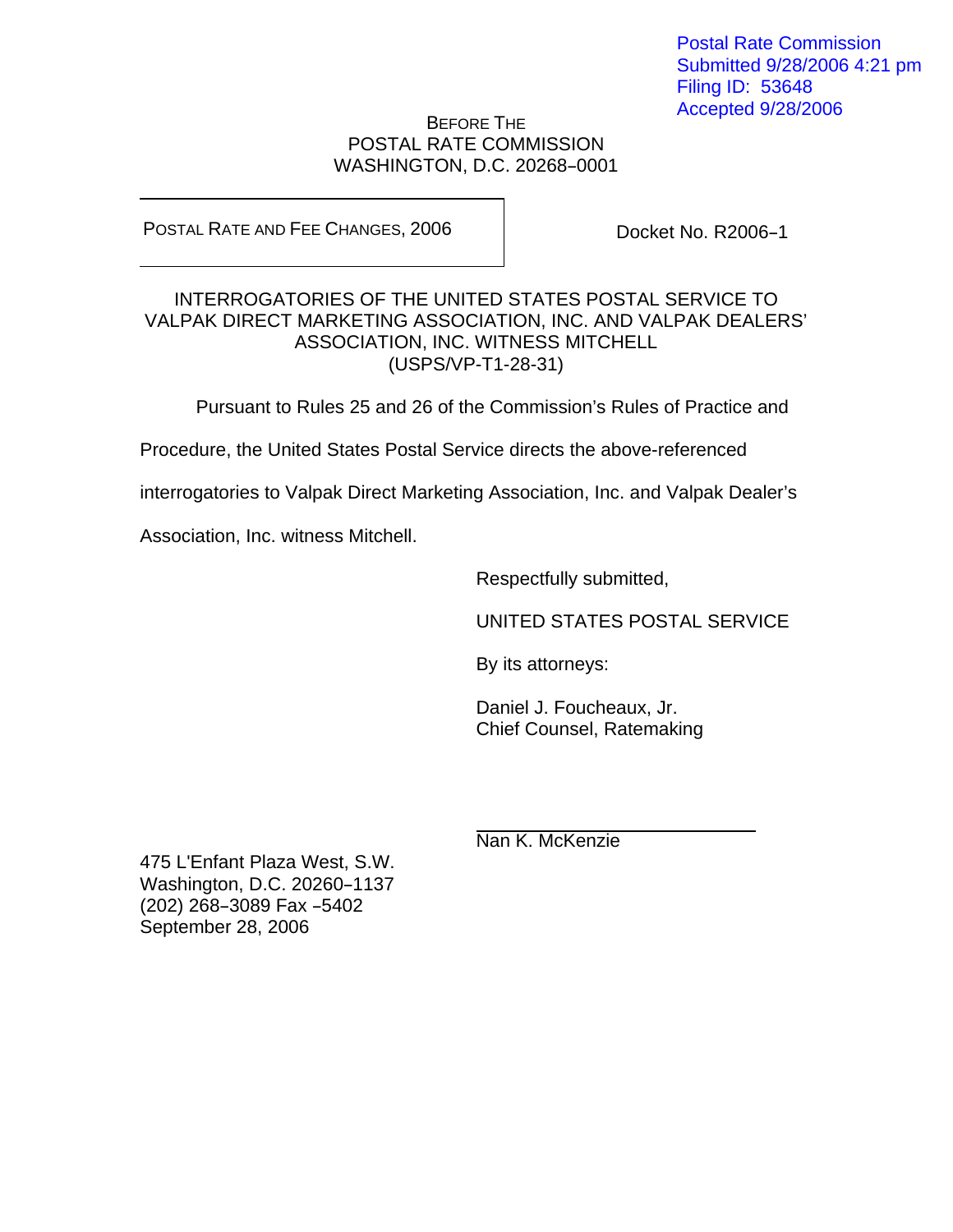Postal Rate Commission
Submitted 9/28/2006 4:21 pm
Filing ID: 53648
Accepted 9/28/2006

BEFORE THE
POSTAL RATE COMMISSION
WASHINGTON, D.C. 20268–0001

POSTAL RATE AND FEE CHANGES, 2006

Docket No. R2006–1

INTERROGATORIES OF THE UNITED STATES POSTAL SERVICE TO VALPAK DIRECT MARKETING ASSOCIATION, INC. AND VALPAK DEALERS' ASSOCIATION, INC. WITNESS MITCHELL
(USPS/VP-T1-28-31)

Pursuant to Rules 25 and 26 of the Commission's Rules of Practice and Procedure, the United States Postal Service directs the above-referenced interrogatories to Valpak Direct Marketing Association, Inc. and Valpak Dealer's Association, Inc. witness Mitchell.

Respectfully submitted,

UNITED STATES POSTAL SERVICE

By its attorneys:

Daniel J. Foucheaux, Jr.
Chief Counsel, Ratemaking

Nan K. McKenzie

475 L'Enfant Plaza West, S.W.
Washington, D.C. 20260–1137
(202) 268–3089 Fax –5402
September 28, 2006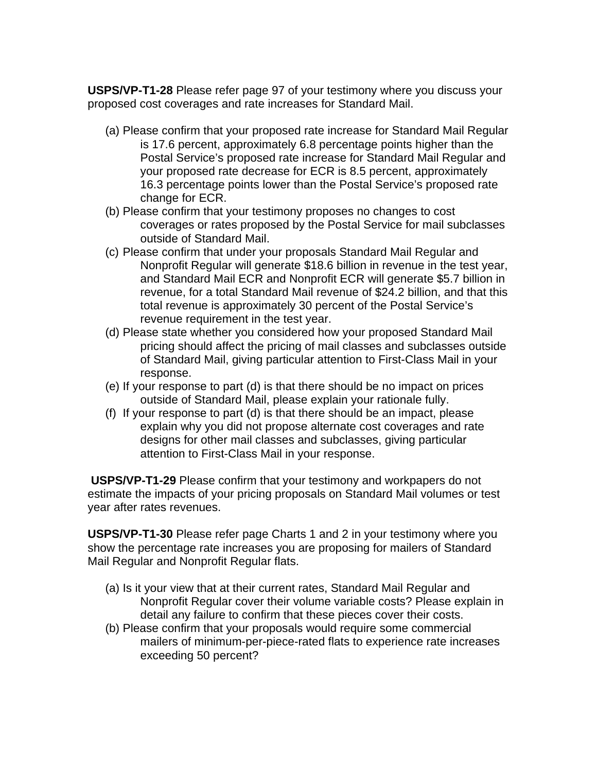**USPS/VP-T1-28** Please refer page 97 of your testimony where you discuss your proposed cost coverages and rate increases for Standard Mail.

(a) Please confirm that your proposed rate increase for Standard Mail Regular is 17.6 percent, approximately 6.8 percentage points higher than the Postal Service's proposed rate increase for Standard Mail Regular and your proposed rate decrease for ECR is 8.5 percent, approximately 16.3 percentage points lower than the Postal Service's proposed rate change for ECR.

(b) Please confirm that your testimony proposes no changes to cost coverages or rates proposed by the Postal Service for mail subclasses outside of Standard Mail.

(c) Please confirm that under your proposals Standard Mail Regular and Nonprofit Regular will generate $18.6 billion in revenue in the test year, and Standard Mail ECR and Nonprofit ECR will generate $5.7 billion in revenue, for a total Standard Mail revenue of $24.2 billion, and that this total revenue is approximately 30 percent of the Postal Service's revenue requirement in the test year.

(d) Please state whether you considered how your proposed Standard Mail pricing should affect the pricing of mail classes and subclasses outside of Standard Mail, giving particular attention to First-Class Mail in your response.

(e) If your response to part (d) is that there should be no impact on prices outside of Standard Mail, please explain your rationale fully.

(f) If your response to part (d) is that there should be an impact, please explain why you did not propose alternate cost coverages and rate designs for other mail classes and subclasses, giving particular attention to First-Class Mail in your response.

**USPS/VP-T1-29** Please confirm that your testimony and workpapers do not estimate the impacts of your pricing proposals on Standard Mail volumes or test year after rates revenues.

**USPS/VP-T1-30** Please refer page Charts 1 and 2 in your testimony where you show the percentage rate increases you are proposing for mailers of Standard Mail Regular and Nonprofit Regular flats.

(a) Is it your view that at their current rates, Standard Mail Regular and Nonprofit Regular cover their volume variable costs? Please explain in detail any failure to confirm that these pieces cover their costs.

(b) Please confirm that your proposals would require some commercial mailers of minimum-per-piece-rated flats to experience rate increases exceeding 50 percent?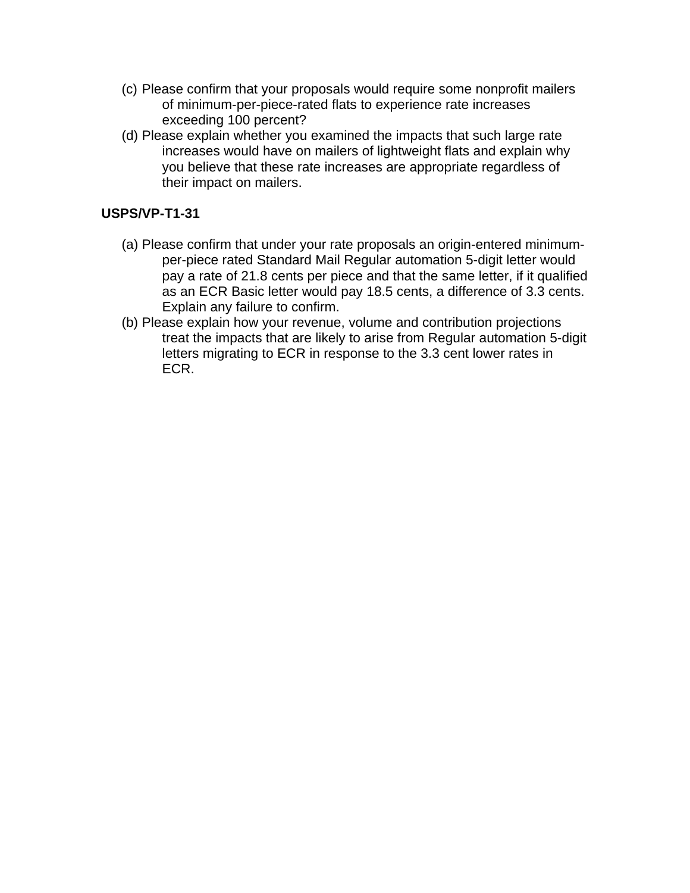(c) Please confirm that your proposals would require some nonprofit mailers of minimum-per-piece-rated flats to experience rate increases exceeding 100 percent?

(d) Please explain whether you examined the impacts that such large rate increases would have on mailers of lightweight flats and explain why you believe that these rate increases are appropriate regardless of their impact on mailers.

**USPS/VP-T1-31**

(a) Please confirm that under your rate proposals an origin-entered minimum-per-piece rated Standard Mail Regular automation 5-digit letter would pay a rate of 21.8 cents per piece and that the same letter, if it qualified as an ECR Basic letter would pay 18.5 cents, a difference of 3.3 cents. Explain any failure to confirm.

(b) Please explain how your revenue, volume and contribution projections treat the impacts that are likely to arise from Regular automation 5-digit letters migrating to ECR in response to the 3.3 cent lower rates in ECR.